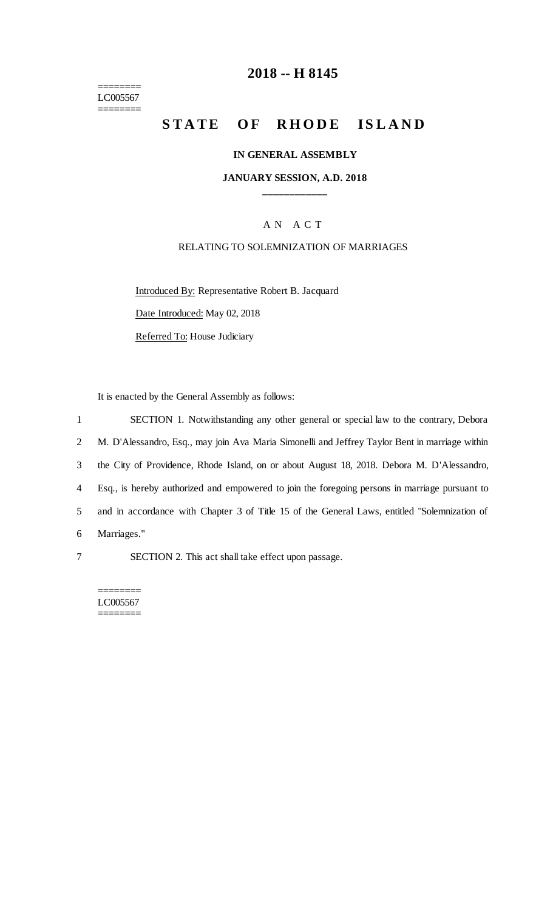========
LC005567
========

# 2018 -- H 8145

## STATE OF RHODE ISLAND

### IN GENERAL ASSEMBLY

### JANUARY SESSION, A.D. 2018

\_\_\_\_\_\_\_\_\_\_\_\_

A N A C T

RELATING TO SOLEMNIZATION OF MARRIAGES

Introduced By: Representative Robert B. Jacquard

Date Introduced: May 02, 2018

Referred To: House Judiciary

It is enacted by the General Assembly as follows:

1 SECTION 1. Notwithstanding any other general or special law to the contrary, Debora
2 M. D'Alessandro, Esq., may join Ava Maria Simonelli and Jeffrey Taylor Bent in marriage within
3 the City of Providence, Rhode Island, on or about August 18, 2018. Debora M. D'Alessandro,
4 Esq., is hereby authorized and empowered to join the foregoing persons in marriage pursuant to
5 and in accordance with Chapter 3 of Title 15 of the General Laws, entitled "Solemnization of
6 Marriages."

7 SECTION 2. This act shall take effect upon passage.

========
LC005567
========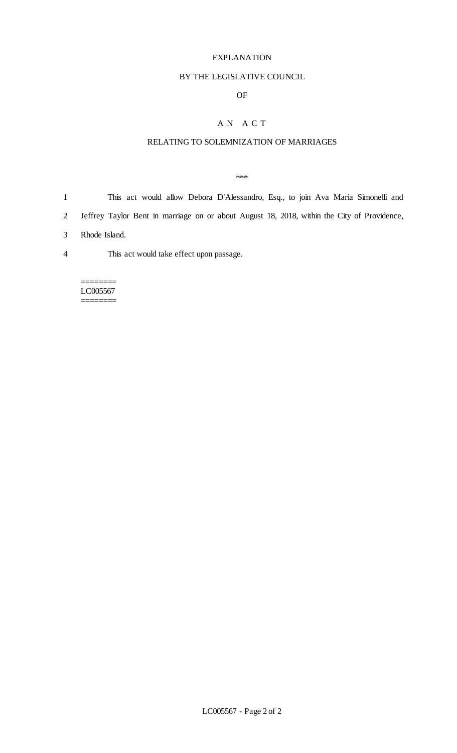EXPLANATION

BY THE LEGISLATIVE COUNCIL

OF

A N A C T

RELATING TO SOLEMNIZATION OF MARRIAGES

\*\*\*

This act would allow Debora D'Alessandro, Esq., to join Ava Maria Simonelli and Jeffrey Taylor Bent in marriage on or about August 18, 2018, within the City of Providence, Rhode Island.

This act would take effect upon passage.

========
LC005567
========